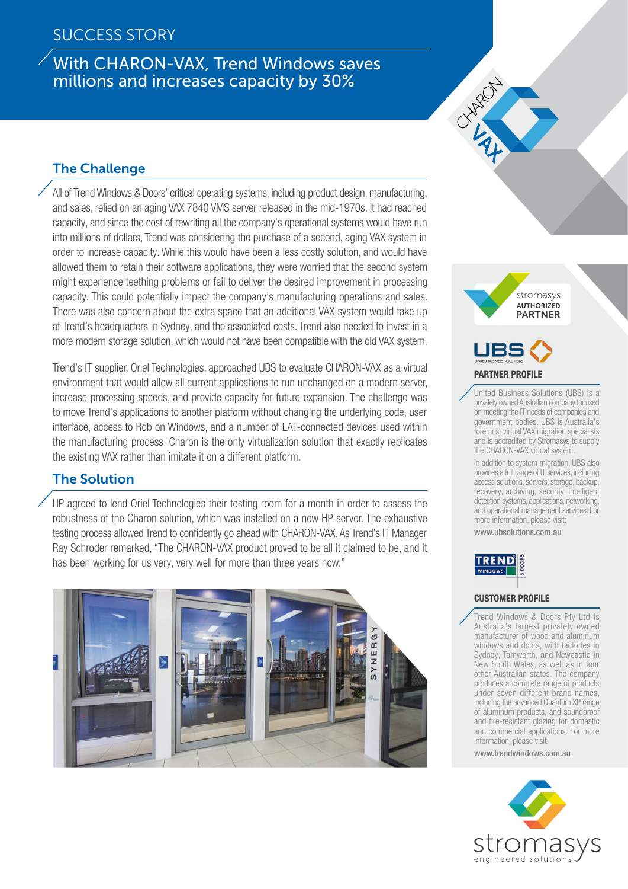SUCCESS STORY

# With CHARON-VAX, Trend Windows saves millions and increases capacity by 30%

## The Challenge

All of Trend Windows & Doors' critical operating systems, including product design, manufacturing, and sales, relied on an aging VAX 7840 VMS server released in the mid-1970s. It had reached capacity, and since the cost of rewriting all the company's operational systems would have run into millions of dollars, Trend was considering the purchase of a second, aging VAX system in order to increase capacity. While this would have been a less costly solution, and would have allowed them to retain their software applications, they were worried that the second system might experience teething problems or fail to deliver the desired improvement in processing capacity. This could potentially impact the company's manufacturing operations and sales. There was also concern about the extra space that an additional VAX system would take up at Trend's headquarters in Sydney, and the associated costs. Trend also needed to invest in a more modern storage solution, which would not have been compatible with the old VAX system.

Trend's IT supplier, Oriel Technologies, approached UBS to evaluate CHARON-VAX as a virtual environment that would allow all current applications to run unchanged on a modern server, increase processing speeds, and provide capacity for future expansion. The challenge was to move Trend's applications to another platform without changing the underlying code, user interface, access to Rdb on Windows, and a number of LAT-connected devices used within the manufacturing process. Charon is the only virtualization solution that exactly replicates the existing VAX rather than imitate it on a different platform.

## The Solution

HP agreed to lend Oriel Technologies their testing room for a month in order to assess the robustness of the Charon solution, which was installed on a new HP server. The exhaustive testing process allowed Trend to confidently go ahead with CHARON-VAX. As Trend's IT Manager Ray Schroder remarked, "The CHARON-VAX product proved to be all it claimed to be, and it has been working for us very, very well for more than three years now."

stromasys AUTHORIZED PARTNER

### PARTNER PROFILE

United Business Solutions (UBS) is a privately owned Australian company focused on meeting the IT needs of companies and government bodies. UBS is Australia's foremost virtual VAX migration specialists and is accredited by Stromasys to supply the CHARON-VAX virtual system.

In addition to system migration, UBS also provides a full range of IT services, including access solutions, servers, storage, backup, recovery, archiving, security, intelligent detection systems, applications, networking, and operational management services. For more information, please visit:

www.ubsolutions.com.au

### CUSTOMER PROFILE

Trend Windows & Doors Pty Ltd is Australia's largest privately owned manufacturer of wood and aluminum windows and doors, with factories in Sydney, Tamworth, and Newcastle in New South Wales, as well as in four other Australian states. The company produces a complete range of products under seven different brand names, including the advanced Quantum XP range of aluminum products, and soundproof and fire-resistant glazing for domestic and commercial applications. For more information, please visit:

www.trendwindows.com.au

stromasys engineered solutions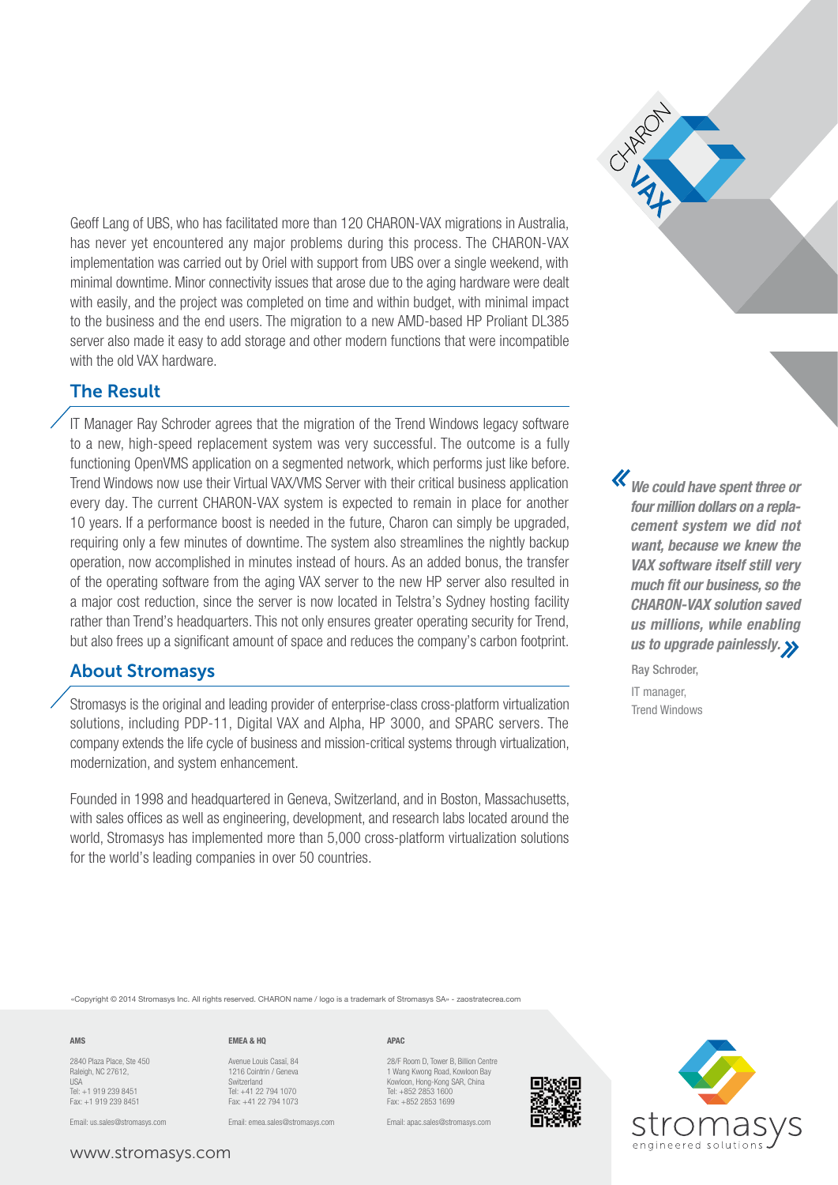Geoff Lang of UBS, who has facilitated more than 120 CHARON-VAX migrations in Australia, has never yet encountered any major problems during this process. The CHARON-VAX implementation was carried out by Oriel with support from UBS over a single weekend, with minimal downtime. Minor connectivity issues that arose due to the aging hardware were dealt with easily, and the project was completed on time and within budget, with minimal impact to the business and the end users. The migration to a new AMD-based HP Proliant DL385 server also made it easy to add storage and other modern functions that were incompatible with the old VAX hardware.

## The Result

IT Manager Ray Schroder agrees that the migration of the Trend Windows legacy software to a new, high-speed replacement system was very successful. The outcome is a fully functioning OpenVMS application on a segmented network, which performs just like before. Trend Windows now use their Virtual VAX/VMS Server with their critical business application every day. The current CHARON-VAX system is expected to remain in place for another 10 years. If a performance boost is needed in the future, Charon can simply be upgraded, requiring only a few minutes of downtime. The system also streamlines the nightly backup operation, now accomplished in minutes instead of hours. As an added bonus, the transfer of the operating software from the aging VAX server to the new HP server also resulted in a major cost reduction, since the server is now located in Telstra's Sydney hosting facility rather than Trend's headquarters. This not only ensures greater operating security for Trend, but also frees up a significant amount of space and reduces the company's carbon footprint.

> ***«We could have spent three or four million dollars on a replacement system we did not want, because we knew the VAX software itself still very much fit our business, so the CHARON-VAX solution saved us millions, while enabling us to upgrade painlessly.»***
>
> **Ray Schroder,**
> IT manager,
> Trend Windows

## About Stromasys

Stromasys is the original and leading provider of enterprise-class cross-platform virtualization solutions, including PDP-11, Digital VAX and Alpha, HP 3000, and SPARC servers. The company extends the life cycle of business and mission-critical systems through virtualization, modernization, and system enhancement.

Founded in 1998 and headquartered in Geneva, Switzerland, and in Boston, Massachusetts, with sales offices as well as engineering, development, and research labs located around the world, Stromasys has implemented more than 5,000 cross-platform virtualization solutions for the world's leading companies in over 50 countries.

«Copyright © 2014 Stromasys Inc. All rights reserved. CHARON name / logo is a trademark of Stromasys SA» - zaostratecrea.com

**AMS**
2840 Plaza Place, Ste 450
Raleigh, NC 27612,
USA
Tel: +1 919 239 8451
Fax: +1 919 239 8451
Email: us.sales@stromasys.com

**EMEA & HQ**
Avenue Louis Casaï, 84
1216 Cointrin / Geneva
Switzerland
Tel: +41 22 794 1070
Fax: +41 22 794 1073
Email: emea.sales@stromasys.com

**APAC**
28/F Room D, Tower B, Billion Centre
1 Wang Kwong Road, Kowloon Bay
Kowloon, Hong-Kong SAR, China
Tel: +852 2853 1600
Fax: +852 2853 1699
Email: apac.sales@stromasys.com

www.stromasys.com